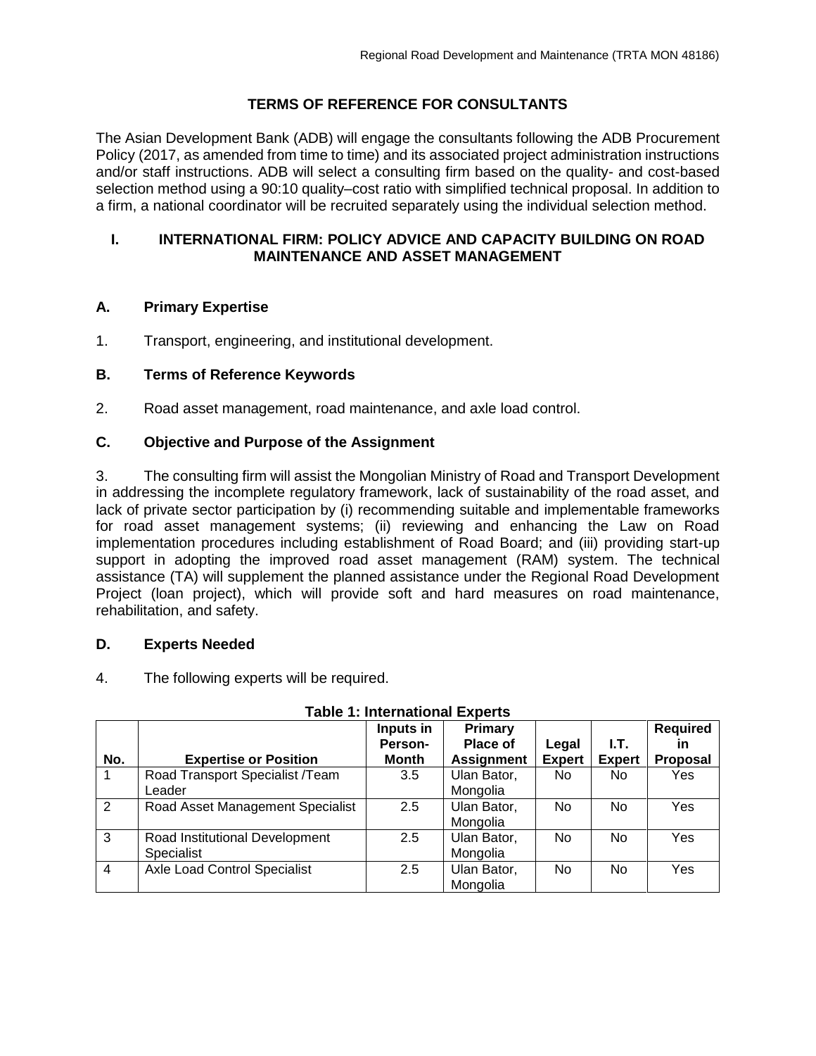# TERMS OF REFERENCE FOR CONSULTANTS

The Asian Development Bank (ADB) will engage the consultants following the ADB Procurement Policy (2017, as amended from time to time) and its associated project administration instructions and/or staff instructions. ADB will select a consulting firm based on the quality- and cost-based selection method using a 90:10 quality–cost ratio with simplified technical proposal. In addition to a firm, a national coordinator will be recruited separately using the individual selection method.

## I. INTERNATIONAL FIRM: POLICY ADVICE AND CAPACITY BUILDING ON ROAD MAINTENANCE AND ASSET MANAGEMENT

### A. Primary Expertise

1. Transport, engineering, and institutional development.

### B. Terms of Reference Keywords

2. Road asset management, road maintenance, and axle load control.

### C. Objective and Purpose of the Assignment

3. The consulting firm will assist the Mongolian Ministry of Road and Transport Development in addressing the incomplete regulatory framework, lack of sustainability of the road asset, and lack of private sector participation by (i) recommending suitable and implementable frameworks for road asset management systems; (ii) reviewing and enhancing the Law on Road implementation procedures including establishment of Road Board; and (iii) providing start-up support in adopting the improved road asset management (RAM) system. The technical assistance (TA) will supplement the planned assistance under the Regional Road Development Project (loan project), which will provide soft and hard measures on road maintenance, rehabilitation, and safety.

### D. Experts Needed

4. The following experts will be required.

**Table 1: International Experts**

| No. | Expertise or Position | Inputs in Person-Month | Primary Place of Assignment | Legal Expert | I.T. Expert | Required in Proposal |
|---|---|---|---|---|---|---|
| 1 | Road Transport Specialist /Team Leader | 3.5 | Ulan Bator, Mongolia | No | No | Yes |
| 2 | Road Asset Management Specialist | 2.5 | Ulan Bator, Mongolia | No | No | Yes |
| 3 | Road Institutional Development Specialist | 2.5 | Ulan Bator, Mongolia | No | No | Yes |
| 4 | Axle Load Control Specialist | 2.5 | Ulan Bator, Mongolia | No | No | Yes |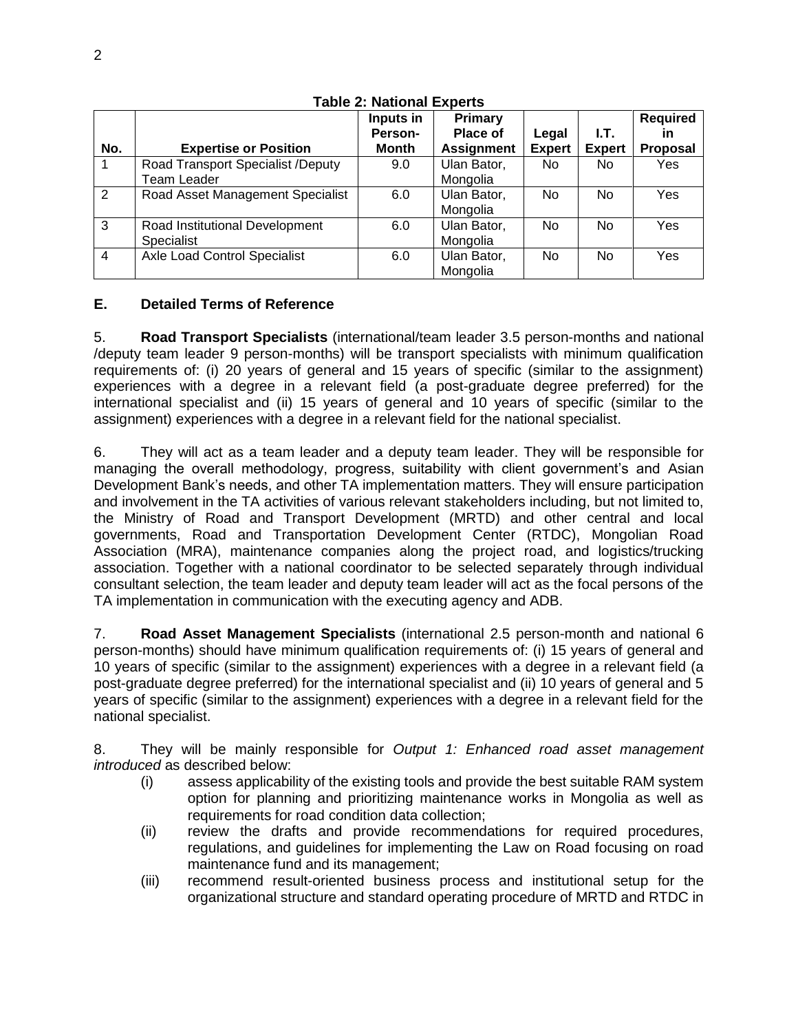**Table 2: National Experts**

| No. | Expertise or Position | Inputs in Person-Month | Primary Place of Assignment | Legal Expert | I.T. Expert | Required in Proposal |
|---|---|---|---|---|---|---|
| 1 | Road Transport Specialist /Deputy Team Leader | 9.0 | Ulan Bator, Mongolia | No | No | Yes |
| 2 | Road Asset Management Specialist | 6.0 | Ulan Bator, Mongolia | No | No | Yes |
| 3 | Road Institutional Development Specialist | 6.0 | Ulan Bator, Mongolia | No | No | Yes |
| 4 | Axle Load Control Specialist | 6.0 | Ulan Bator, Mongolia | No | No | Yes |

## E. Detailed Terms of Reference

5. **Road Transport Specialists** (international/team leader 3.5 person-months and national /deputy team leader 9 person-months) will be transport specialists with minimum qualification requirements of: (i) 20 years of general and 15 years of specific (similar to the assignment) experiences with a degree in a relevant field (a post-graduate degree preferred) for the international specialist and (ii) 15 years of general and 10 years of specific (similar to the assignment) experiences with a degree in a relevant field for the national specialist.

6. They will act as a team leader and a deputy team leader. They will be responsible for managing the overall methodology, progress, suitability with client government's and Asian Development Bank's needs, and other TA implementation matters. They will ensure participation and involvement in the TA activities of various relevant stakeholders including, but not limited to, the Ministry of Road and Transport Development (MRTD) and other central and local governments, Road and Transportation Development Center (RTDC), Mongolian Road Association (MRA), maintenance companies along the project road, and logistics/trucking association. Together with a national coordinator to be selected separately through individual consultant selection, the team leader and deputy team leader will act as the focal persons of the TA implementation in communication with the executing agency and ADB.

7. **Road Asset Management Specialists** (international 2.5 person-month and national 6 person-months) should have minimum qualification requirements of: (i) 15 years of general and 10 years of specific (similar to the assignment) experiences with a degree in a relevant field (a post-graduate degree preferred) for the international specialist and (ii) 10 years of general and 5 years of specific (similar to the assignment) experiences with a degree in a relevant field for the national specialist.

8. They will be mainly responsible for *Output 1: Enhanced road asset management introduced* as described below:

(i) assess applicability of the existing tools and provide the best suitable RAM system option for planning and prioritizing maintenance works in Mongolia as well as requirements for road condition data collection;

(ii) review the drafts and provide recommendations for required procedures, regulations, and guidelines for implementing the Law on Road focusing on road maintenance fund and its management;

(iii) recommend result-oriented business process and institutional setup for the organizational structure and standard operating procedure of MRTD and RTDC in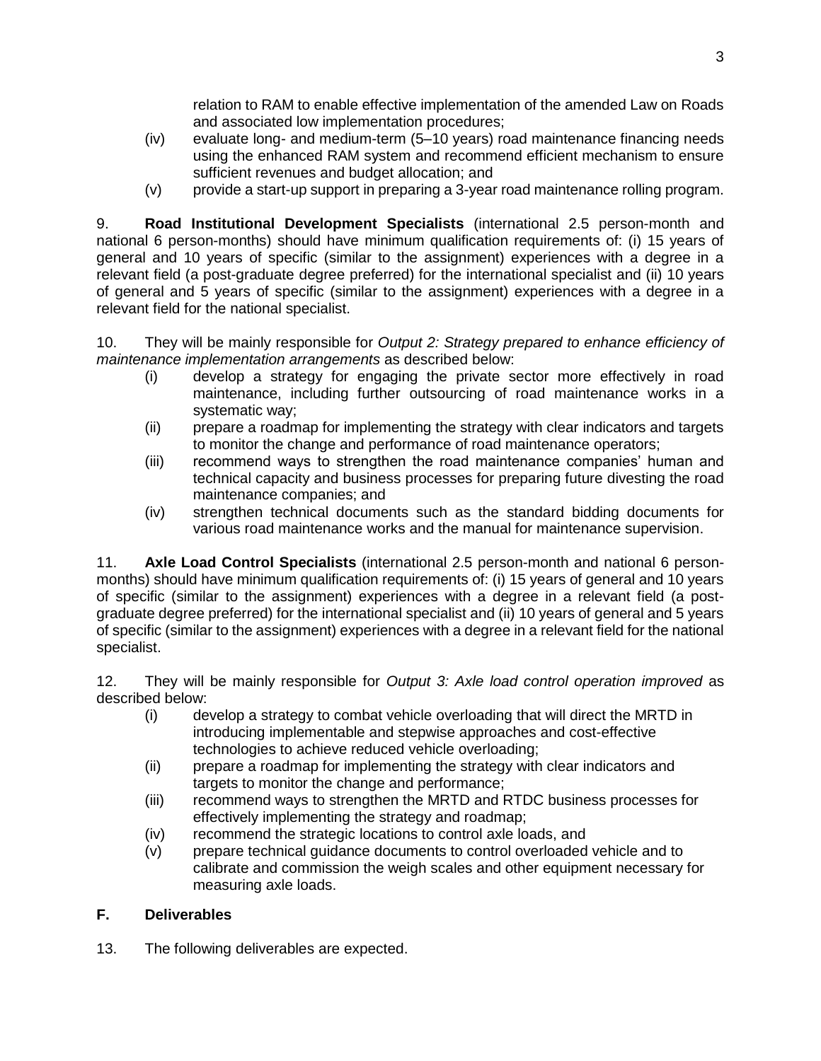relation to RAM to enable effective implementation of the amended Law on Roads and associated low implementation procedures;

(iv) evaluate long- and medium-term (5–10 years) road maintenance financing needs using the enhanced RAM system and recommend efficient mechanism to ensure sufficient revenues and budget allocation; and

(v) provide a start-up support in preparing a 3-year road maintenance rolling program.

9. **Road Institutional Development Specialists** (international 2.5 person-month and national 6 person-months) should have minimum qualification requirements of: (i) 15 years of general and 10 years of specific (similar to the assignment) experiences with a degree in a relevant field (a post-graduate degree preferred) for the international specialist and (ii) 10 years of general and 5 years of specific (similar to the assignment) experiences with a degree in a relevant field for the national specialist.

10. They will be mainly responsible for *Output 2: Strategy prepared to enhance efficiency of maintenance implementation arrangements* as described below:

(i) develop a strategy for engaging the private sector more effectively in road maintenance, including further outsourcing of road maintenance works in a systematic way;

(ii) prepare a roadmap for implementing the strategy with clear indicators and targets to monitor the change and performance of road maintenance operators;

(iii) recommend ways to strengthen the road maintenance companies' human and technical capacity and business processes for preparing future divesting the road maintenance companies; and

(iv) strengthen technical documents such as the standard bidding documents for various road maintenance works and the manual for maintenance supervision.

11. **Axle Load Control Specialists** (international 2.5 person-month and national 6 person-months) should have minimum qualification requirements of: (i) 15 years of general and 10 years of specific (similar to the assignment) experiences with a degree in a relevant field (a post-graduate degree preferred) for the international specialist and (ii) 10 years of general and 5 years of specific (similar to the assignment) experiences with a degree in a relevant field for the national specialist.

12. They will be mainly responsible for *Output 3: Axle load control operation improved* as described below:

(i) develop a strategy to combat vehicle overloading that will direct the MRTD in introducing implementable and stepwise approaches and cost-effective technologies to achieve reduced vehicle overloading;

(ii) prepare a roadmap for implementing the strategy with clear indicators and targets to monitor the change and performance;

(iii) recommend ways to strengthen the MRTD and RTDC business processes for effectively implementing the strategy and roadmap;

(iv) recommend the strategic locations to control axle loads, and

(v) prepare technical guidance documents to control overloaded vehicle and to calibrate and commission the weigh scales and other equipment necessary for measuring axle loads.

## F. Deliverables

13. The following deliverables are expected.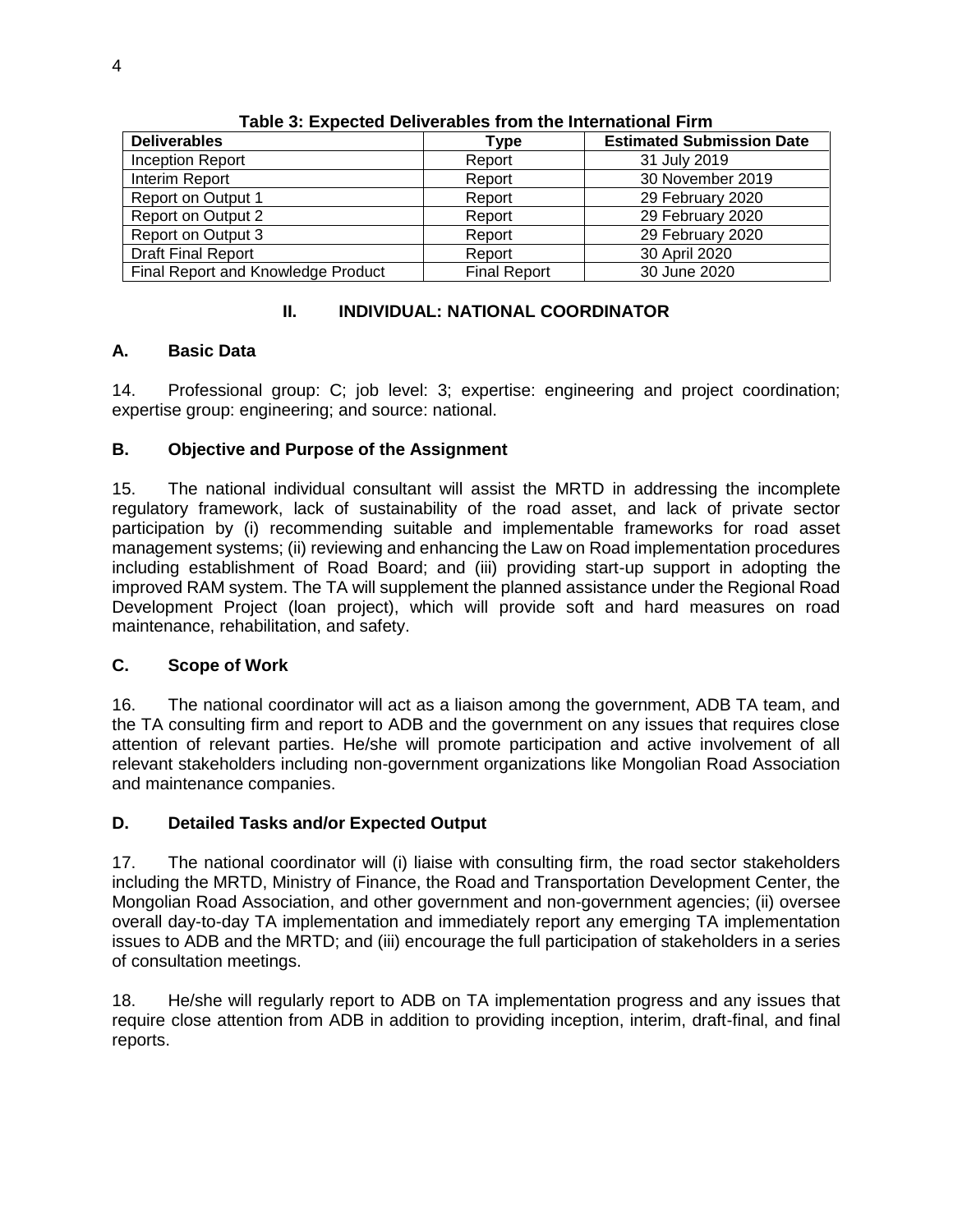**Table 3: Expected Deliverables from the International Firm**

| Deliverables | Type | Estimated Submission Date |
|---|---|---|
| Inception Report | Report | 31 July 2019 |
| Interim Report | Report | 30 November 2019 |
| Report on Output 1 | Report | 29 February 2020 |
| Report on Output 2 | Report | 29 February 2020 |
| Report on Output 3 | Report | 29 February 2020 |
| Draft Final Report | Report | 30 April 2020 |
| Final Report and Knowledge Product | Final Report | 30 June 2020 |

## II. INDIVIDUAL: NATIONAL COORDINATOR

### A. Basic Data

14. Professional group: C; job level: 3; expertise: engineering and project coordination; expertise group: engineering; and source: national.

### B. Objective and Purpose of the Assignment

15. The national individual consultant will assist the MRTD in addressing the incomplete regulatory framework, lack of sustainability of the road asset, and lack of private sector participation by (i) recommending suitable and implementable frameworks for road asset management systems; (ii) reviewing and enhancing the Law on Road implementation procedures including establishment of Road Board; and (iii) providing start-up support in adopting the improved RAM system. The TA will supplement the planned assistance under the Regional Road Development Project (loan project), which will provide soft and hard measures on road maintenance, rehabilitation, and safety.

### C. Scope of Work

16. The national coordinator will act as a liaison among the government, ADB TA team, and the TA consulting firm and report to ADB and the government on any issues that requires close attention of relevant parties. He/she will promote participation and active involvement of all relevant stakeholders including non-government organizations like Mongolian Road Association and maintenance companies.

### D. Detailed Tasks and/or Expected Output

17. The national coordinator will (i) liaise with consulting firm, the road sector stakeholders including the MRTD, Ministry of Finance, the Road and Transportation Development Center, the Mongolian Road Association, and other government and non-government agencies; (ii) oversee overall day-to-day TA implementation and immediately report any emerging TA implementation issues to ADB and the MRTD; and (iii) encourage the full participation of stakeholders in a series of consultation meetings.

18. He/she will regularly report to ADB on TA implementation progress and any issues that require close attention from ADB in addition to providing inception, interim, draft-final, and final reports.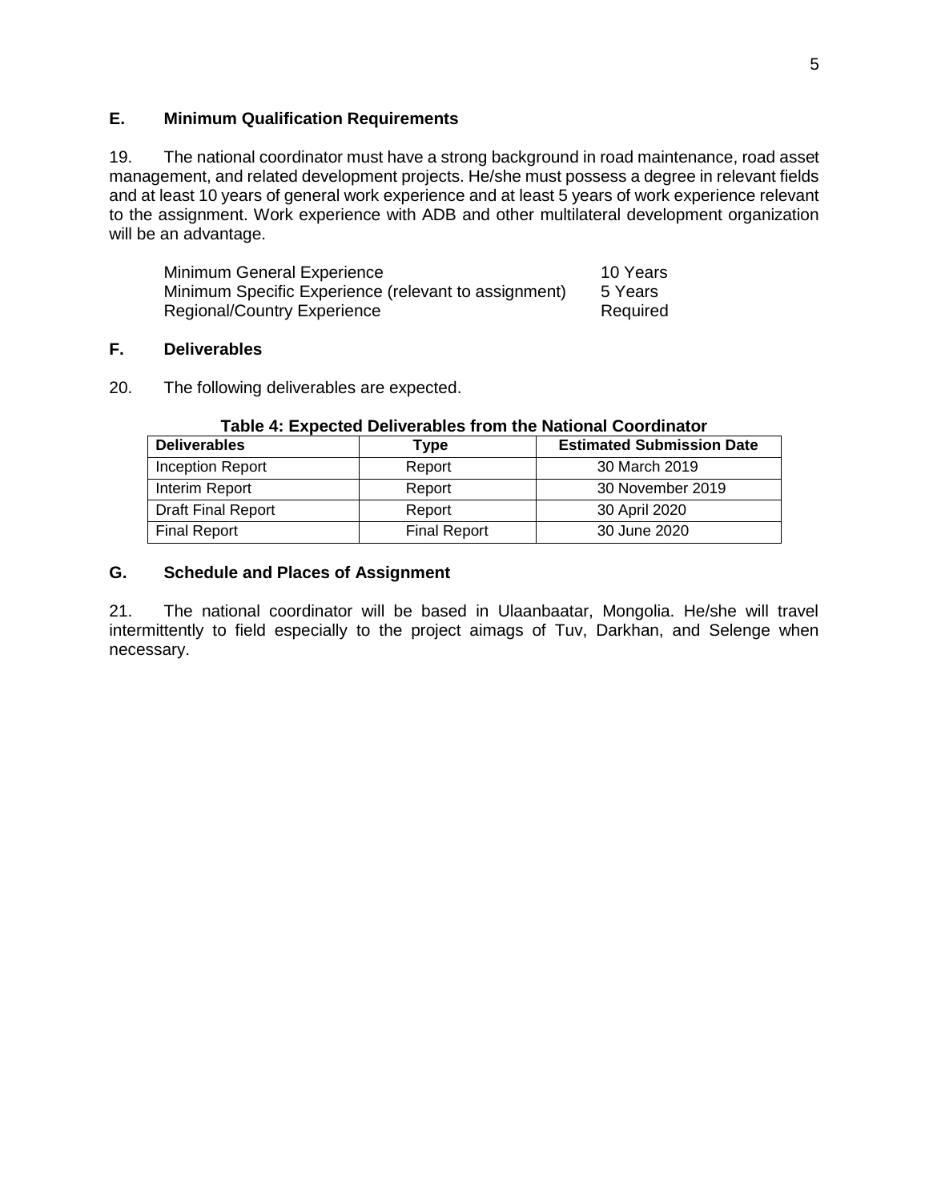## E. Minimum Qualification Requirements

19. The national coordinator must have a strong background in road maintenance, road asset management, and related development projects. He/she must possess a degree in relevant fields and at least 10 years of general work experience and at least 5 years of work experience relevant to the assignment. Work experience with ADB and other multilateral development organization will be an advantage.

| | |
|---|---|
| Minimum General Experience | 10 Years |
| Minimum Specific Experience (relevant to assignment) | 5 Years |
| Regional/Country Experience | Required |

## F. Deliverables

20. The following deliverables are expected.

**Table 4: Expected Deliverables from the National Coordinator**

| Deliverables | Type | Estimated Submission Date |
|---|---|---|
| Inception Report | Report | 30 March 2019 |
| Interim Report | Report | 30 November 2019 |
| Draft Final Report | Report | 30 April 2020 |
| Final Report | Final Report | 30 June 2020 |

## G. Schedule and Places of Assignment

21. The national coordinator will be based in Ulaanbaatar, Mongolia. He/she will travel intermittently to field especially to the project aimags of Tuv, Darkhan, and Selenge when necessary.